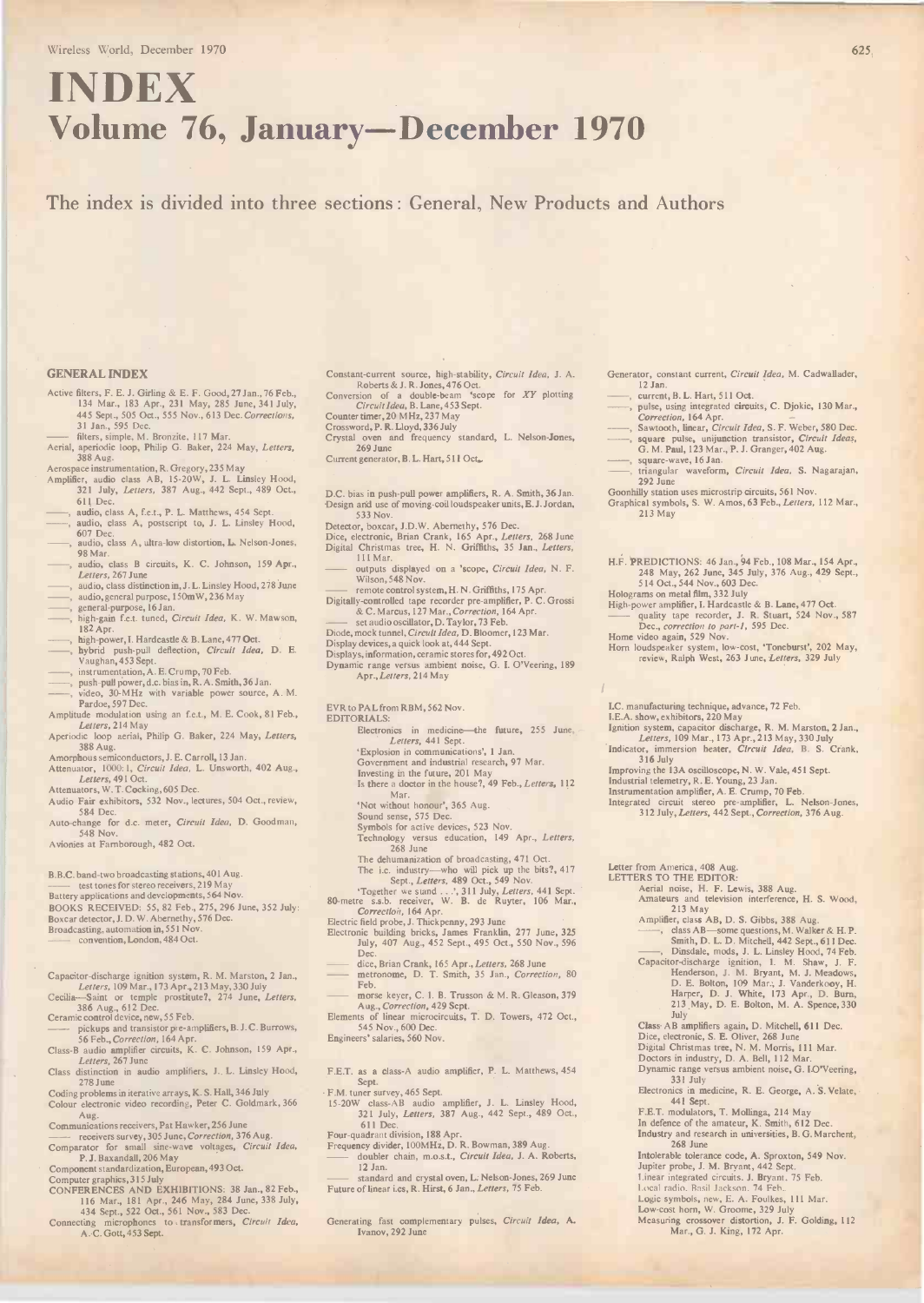# INDEX

## Volume 76, January—December 1970

The index is divided into three sections: General, New Products and Authors

### GENERAL INDEX

Active filters, F. E. J. Girling & E. F. Good, 27 Jan., 76 Feb., 134 Mar., 183 Apr., 231 May, 285 June, 341 July, 445 Sept., 505 Oct., 555 Nov., 613 Dec. *Corrections*, 31 Jan., 595 Dec.

—— filters, simple, M. Bronzite, 117 Mar.

Aerial, aperiodic loop, Philip G. Baker, 224 May, *Letters*, 388 Aug.

Aerospace instrumentation, R. Gregory, 235 May

Amplifier, audio class AB, 15-20W, J. L. Linsley Hood, 321 July, *Letters*, 387 Aug., 442 Sept., 489 Oct., 611 Dec.

——, audio, class A, f.e.t., P. L. Matthews, 454 Sept.

——, audio, class A, postscript to, J. L. Linsley Hood, 607 Dec.

——, audio, class A, ultra-low distortion, L. Nelson-Jones, 98 Mar.

——, audio, class B circuits, K. C. Johnson, 159 Apr., *Letters*, 267 June

——, audio, class distinction in, J. L. Linsley Hood, 278 June

——, audio, general purpose, 150mW, 236 May

——, general-purpose, 16 Jan.

——, high-gain f.e.t. tuned, *Circuit Idea*, K. W. Mawson, 182 Apr.

——, high-power, I. Hardcastle & B. Lane, 477 Oct.

——, hybrid push-pull deflection, *Circuit Idea*, D. E. Vaughan, 453 Sept.

——, instrumentation, A. E. Crump, 70 Feb.

——, push-pull power, d.c. bias in, R. A. Smith, 36 Jan.

——, video, 30-MHz with variable power source, A. M. Pardoe, 597 Dec.

Amplitude modulation using an f.e.t., M. E. Cook, 81 Feb., *Letters*, 214 May

Aperiodic loop aerial, Philip G. Baker, 224 May, *Letters*, 388 Aug.

Amorphous semiconductors, J. E. Carroll, 13 Jan.

Attenuator, 1000:1, *Circuit Idea*, L. Unsworth, 402 Aug., *Letters*, 491 Oct.

Attenuators, W. T. Cocking, 605 Dec.

Audio Fair exhibitors, 532 Nov., lectures, 504 Oct., review, 584 Dec.

Auto-change for d.c. meter, *Circuit Idea*, D. Goodman, 548 Nov.

Avionics at Farnborough, 482 Oct.

B.B.C. band-two broadcasting stations, 401 Aug.

—— test tones for stereo receivers, 219 May

Battery applications and developments, 564 Nov.

BOOKS RECEIVED: 55, 82 Feb., 275, 296 June, 352 July

Boxcar detector, J. D. W. Abernethy, 576 Dec.

Broadcasting, automation in, 551 Nov.

—— convention, London, 484 Oct.

Capacitor-discharge ignition system, R. M. Marston, 2 Jan., *Letters*, 109 Mar., 173 Apr., 213 May, 330 July

Cecilia—Saint or temple prostitute?, 274 June, *Letters*, 386 Aug., 612 Dec.

Ceramic control device, new, 55 Feb.

—— pickups and transistor pre-amplifiers, B. J. C. Burrows, 56 Feb., *Correction*, 164 Apr.

Class-B audio amplifier circuits, K. C. Johnson, 159 Apr., *Letters*, 267 June

Class distinction in audio amplifiers, J. L. Linsley Hood, 278 June

Coding problems in iterative arrays, K. S. Hall, 346 July

Colour electronic video recording, Peter C. Goldmark, 366 Aug.

Communications receivers, Pat Hawker, 256 June

—— receivers survey, 305 June, *Correction*, 376 Aug.

Comparator for small sine-wave voltages, *Circuit Idea*, P. J. Baxandall, 206 May

Component standardization, European, 493 Oct.

Computer graphics, 315 July

CONFERENCES AND EXHIBITIONS: 38 Jan., 82 Feb., 116 Mar., 181 Apr., 246 May, 284 June, 338 July, 434 Sept., 522 Oct., 561 Nov., 583 Dec.

Connecting microphones to transformers, *Circuit Idea*, A. C. Gott, 453 Sept.

Constant-current source, high-stability, *Circuit Idea*, J. A. Roberts & J. R. Jones, 476 Oct.

Conversion of a double-beam 'scope for *XY* plotting *Circuit Idea*, B. Lane, 453 Sept.

Counter timer, 20 MHz, 237 May

Crossword, P. R. Lloyd, 336 July

Crystal oven and frequency standard, L. Nelson-Jones, 269 June

Current generator, B. L. Hart, 511 Oct.

D.C. bias in push-pull power amplifiers, R. A. Smith, 36 Jan.

Design and use of moving-coil loudspeaker units, E. J. Jordan, 533 Nov.

Detector, boxcar, J.D.W. Abernethy, 576 Dec.

Dice, electronic, Brian Crank, 165 Apr., *Letters*, 268 June

Digital Christmas tree, H. N. Griffiths, 35 Jan., *Letters*, 111 Mar.

—— outputs displayed on a 'scope, *Circuit Idea*, N. F. Wilson, 548 Nov.

—— remote control system, H. N. Griffiths, 175 Apr.

Digitally-controlled tape recorder pre-amplifier, P. C. Grossi & C. Marcus, 127 Mar., *Correction*, 164 Apr.

—— set audio oscillator, D. Taylor, 73 Feb.

Diode, mock tunnel, *Circuit Idea*, D. Bloomer, 123 Mar.

Display devices, a quick look at, 444 Sept.

Displays, information, ceramic stores for, 492 Oct.

Dynamic range versus ambient noise, G. I. O'Veering, 189 Apr., *Letters*, 214 May

EVR to PAL from RBM, 562 Nov.

EDITORIALS:

- Electronics in medicine—the future, 255 June, *Letters*, 441 Sept.
- 'Explosion in communications', 1 Jan.
- Government and industrial research, 97 Mar.
- Investing in the future, 201 May
- Is there a doctor in the house?, 49 Feb., *Letters*, 112 Mar.
- 'Not without honour', 365 Aug.
- Sound sense, 575 Dec.
- Symbols for active devices, 523 Nov.
- Technology versus education, 149 Apr., *Letters*, 268 June
- The dehumanization of broadcasting, 471 Oct.
- The i.c. industry—who will pick up the bits?, 417 Sept., *Letters*, 489 Oct., 549 Nov.
- 'Together we stand . . .', 311 July, *Letters*, 441 Sept.

80-metre s.s.b. receiver, W. B. de Ruyter, 106 Mar., *Correction*, 164 Apr.

Electric field probe, J. Thickpenny, 293 June

Electronic building bricks, James Franklin, 277 June, 325 July, 407 Aug., 452 Sept., 495 Oct., 550 Nov., 596 Dec.

—— dice, Brian Crank, 165 Apr., *Letters*, 268 June

—— metronome, D. T. Smith, 35 Jan., *Correction*, 80 Feb.

—— morse keyer, C. I. B. Trusson & M. R. Gleason, 379 Aug., *Correction*, 429 Sept.

Elements of linear microcircuits, T. D. Towers, 472 Oct., 545 Nov., 600 Dec.

Engineers' salaries, 560 Nov.

F.E.T. as a class-A audio amplifier, P. L. Matthews, 454 Sept.

F.M. tuner survey, 465 Sept.

15-20W class-AB audio amplifier, J. L. Linsley Hood, 321 July, *Letters*, 387 Aug., 442 Sept., 489 Oct., 611 Dec.

Four-quadrant division, 188 Apr.

Frequency divider, 100MHz, D. R. Bowman, 389 Aug.

—— doubler chain, m.o.s.t., *Circuit Idea*, J. A. Roberts, 12 Jan.

—— standard and crystal oven, L. Nelson-Jones, 269 June

Future of linear i.cs, R. Hirst, 6 Jan., *Letters*, 75 Feb.

Generating fast complementary pulses, *Circuit Idea*, A. Ivanov, 292 June

Generator, constant current, *Circuit Idea*, M. Cadwallader, 12 Jan.

——, current, B. L. Hart, 511 Oct.

——, pulse, using integrated circuits, C. Djokic, 130 Mar., *Correction*, 164 Apr.

——, Sawtooth, linear, *Circuit Idea*, S. F. Weber, 580 Dec.

——, square pulse, unijunction transistor, *Circuit Ideas*, G. M. Paul, 123 Mar., P. J. Granger, 402 Aug.

——, square-wave, 16 Jan.

——, triangular waveform, *Circuit Idea*, S. Nagarajan, 292 June

Goonhilly station uses microstrip circuits, 561 Nov.

Graphical symbols, S. W. Amos, 63 Feb., *Letters*, 112 Mar., 213 May

H.F. PREDICTIONS: 46 Jan., 94 Feb., 108 Mar., 154 Apr., 248 May, 262 June, 345 July, 376 Aug., 429 Sept., 514 Oct., 544 Nov., 603 Dec.

Holograms on metal film, 332 July

High-power amplifier, I. Hardcastle & B. Lane, 477 Oct.

—— quality tape recorder, J. R. Stuart, 524 Nov., 587 Dec., *correction to part-1*, 595 Dec.

Home video again, 529 Nov.

Horn loudspeaker system, low-cost, 'Toneburst', 202 May, review, Ralph West, 263 June, *Letters*, 329 July

I.C. manufacturing technique, advance, 72 Feb.

I.E.A. show, exhibitors, 220 May

Ignition system, capacitor discharge, R. M. Marston, 2 Jan., *Letters*, 109 Mar., 173 Apr., 213 May, 330 July

Indicator, immersion heater, *Circuit Idea*, B. S. Crank, 316 July

Improving the 13A oscilloscope, N. W. Vale, 451 Sept.

Industrial telemetry, R. E. Young, 23 Jan.

Instrumentation amplifier, A. E. Crump, 70 Feb.

Integrated circuit stereo pre-amplifier, L. Nelson-Jones, 312 July, *Letters*, 442 Sept., *Correction*, 376 Aug.

Letter from America, 408 Aug.

LETTERS TO THE EDITOR:

- Aerial noise, H. F. Lewis, 388 Aug.
- Amateurs and television interference, H. S. Wood, 213 May
- Amplifier, class AB, D. S. Gibbs, 388 Aug.
- ——, class AB—some questions, M. Walker & H. P. Smith, D. L. D. Mitchell, 442 Sept., 611 Dec.
- ——, Dinsdale, mods, J. L. Linsley Hood, 74 Feb.
- Capacitor-discharge ignition, I. M. Shaw, J. F. Henderson, J. M. Bryant, M. J. Meadows, D. E. Bolton, 109 Mar., J. Vanderkooy, H. Harper, D. J. White, 173 Apr., D. Burn, 213 May, D. E. Bolton, M. A. Spence, 330 July
- Class AB amplifiers again, D. Mitchell, 611 Dec.
- Dice, electronic, S. E. Oliver, 268 June
- Digital Christmas tree, N. M. Morris, 111 Mar.
- Doctors in industry, D. A. Bell, 112 Mar.
- Dynamic range versus ambient noise, G. I. O'Veering, 331 July
- Electronics in medicine, R. E. George, A. S. Velate, 441 Sept.
- F.E.T. modulators, T. Mollinga, 214 May
- In defence of the amateur, K. Smith, 612 Dec.
- Industry and research in universities, B. G. Marchent, 268 June
- Intolerable tolerance code, A. Sproxton, 549 Nov.
- Jupiter probe, J. M. Bryant, 442 Sept.
- Linear integrated circuits, J. Bryant, 75 Feb.
- Local radio, Basil Jackson, 74 Feb.
- Logic symbols, new, E. A. Foulkes, 111 Mar.
- Low-cost horn, W. Groome, 329 July
- Measuring crossover distortion, J. F. Golding, 112 Mar., G. J. King, 172 Apr.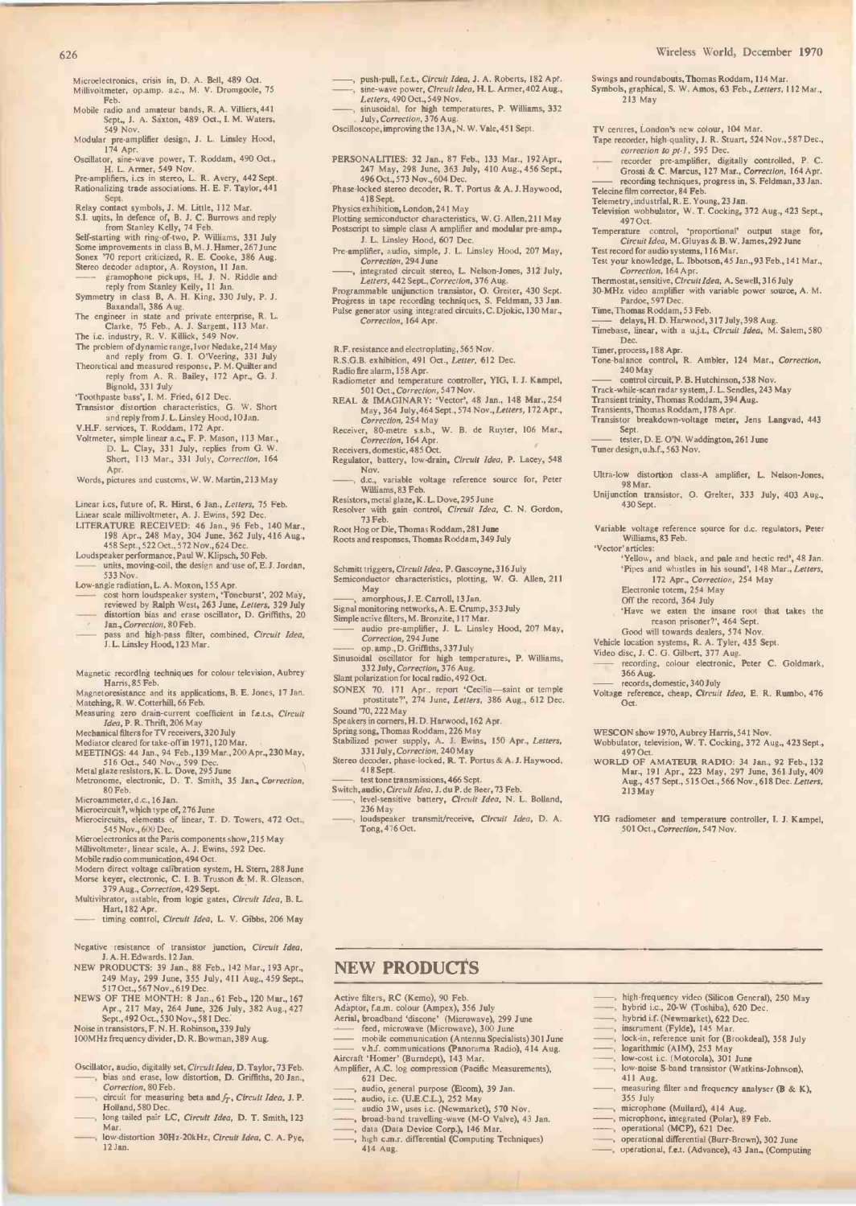Microelectronics, crisis in, D. A. Bell, 489 Oct.
Millivoltmeter, op.amp. a.c., M. V. Dromgoole, 75 Feb.
Mobile radio and amateur bands, R. A. Villiers, 441 Sept., J. A. Saxton, 489 Oct., I. M. Waters, 549 Nov.
Modular pre-amplifier design, J. L. Linsley Hood, 174 Apr.
Oscillator, sine-wave power, T. Roddam, 490 Oct., H. L. Armer, 549 Nov.
Pre-amplifiers, i.cs in stereo, L. R. Avery, 442 Sept.
Rationalizing trade associations, H. E. F. Taylor, 441 Sept.
Relay contact symbols, J. M. Little, 112 Mar.
S.I. units, in defence of, B. J. C. Burrows and reply from Stanley Kelly, 74 Feb.
Self-starting with ring-of-two, P. Williams, 331 July
Some improvements in class B, M. J. Hamer, 267 June
Sonex '70 report criticized, R. E. Cooke, 386 Aug.
Stereo decoder adaptor, A. Royston, 11 Jan.
—— gramophone pickups, H. J. N. Riddle and reply from Stanley Kelly, 11 Jan.
Symmetry in class B, A. H. King, 330 July, P. J. Baxandall, 386 Aug.
The engineer in the state and private enterprise, R. L. Clarke, 75 Feb., A. J. Sargent, 113 Mar.
The i.c. industry, R. V. Killick, 549 Nov.
The problem of dynamic range, Ivor Nedake, 214 May and reply from G. I. O'Veering, 331 July
Theoretical and measured response, P. M. Quilter and reply from A. R. Bailey, 172 Apr., G. J. Bignold, 331 July
'Toothpaste bass', I. M. Fried, 612 Dec.
Transistor distortion characteristics, G. W. Short and reply from J. L. Linsley Hood, 10 Jan.
V.H.F. services, T. Roddam, 172 Apr.
Voltmeter, simple linear a.c., F. P. Mason, 113 Mar., D. L. Clay, 331 July, replies from G. W. Short, 113 Mar., 331 July, *Correction*, 164 Apr.
Words, pictures and customs, W. W. Martin, 213 May

Linear i.cs, future of, R. Hirst, 6 Jan., *Letters*, 75 Feb.
Linear scale millivoltmeter, A. J. Ewins, 592 Dec.
LITERATURE RECEIVED: 46 Jan., 96 Feb., 140 Mar., 198 Apr., 248 May, 304 June, 362 July, 416 Aug., 458 Sept., 522 Oct., 572 Nov., 624 Dec.
Loudspeaker performance, Paul W. Klipsch, 50 Feb.
—— units, moving-coil, the design and use of, E. J. Jordan, 533 Nov.
Low-angle radiation, L. A. Moxon, 155 Apr.
—— cost horn loudspeaker system, 'Toneburst', 202 May, reviewed by Ralph West, 263 June, *Letters*, 329 July
—— distortion bias and erase oscillator, D. Griffiths, 20 Jan., *Correction*, 80 Feb.
—— pass and high-pass filter, combined, *Circuit Idea*, J. L. Linsley Hood, 123 Mar.

Magnetic recording techniques for colour television, Aubrey Harris, 85 Feb.
Magnetoresistance and its applications, B. E. Jones, 17 Jan.
Matching, R. W. Cotterhill, 66 Feb.
Measuring zero drain-current coefficient in f.e.t.s, *Circuit Idea*, P. R. Thrift, 206 May
Mechanical filters for TV receivers, 320 July
Mediator cleared for take-off in 1971, 120 Mar.
MEETINGS: 44 Jan., 94 Feb., 139 Mar., 200 Apr., 230 May, 516 Oct., 540 Nov., 599 Dec.
Metal glaze resistors, K. L. Dove, 295 June
Metronome, electronic, D. T. Smith, 35 Jan., *Correction*, 80 Feb.
Microammeter, d.c., 16 Jan.
Microcircuit?, which type of, 276 June
Microcircuits, elements of linear, T. D. Towers, 472 Oct., 545 Nov., 600 Dec.
Microelectronics at the Paris components show, 215 May
Millivoltmeter, linear scale, A. J. Ewins, 592 Dec.
Mobile radio communication, 494 Oct.
Modern direct voltage calibration system, H. Stern, 288 June
Morse keyer, electronic, C. I. B. Trusson & M. R. Gleason, 379 Aug., *Correction*, 429 Sept.
Multivibrator, astable, from logic gates, *Circuit Idea*, B. L. Hart, 182 Apr.
—— timing control, *Circuit Idea*, L. V. Gibbs, 206 May

Negative resistance of transistor junction, *Circuit Idea*, J. A. H. Edwards, 12 Jan.
NEW PRODUCTS: 39 Jan., 88 Feb., 142 Mar., 193 Apr., 249 May, 299 June, 355 July, 411 Aug., 459 Sept., 517 Oct., 567 Nov., 619 Dec.
NEWS OF THE MONTH: 8 Jan., 61 Feb., 120 Mar., 167 Apr., 217 May, 264 June, 326 July, 382 Aug., 427 Sept., 492 Oct., 530 Nov., 581 Dec.
Noise in transistors, F. N. H. Robinson, 339 July
100MHz frequency divider, D. R. Bowman, 389 Aug.

Oscillator, audio, digitally set, *Circuit Idea*, D. Taylor, 73 Feb.
——, bias and erase, low distortion, D. Griffiths, 20 Jan., *Correction*, 80 Feb.
——, circuit for measuring beta and $f_T$, *Circuit Idea*, J. P. Holland, 580 Dec.
——, long-tailed pair LC, *Circuit Idea*, D. T. Smith, 123 Mar.
——, low-distortion 30Hz-20kHz, *Circuit Idea*, C. A. Pye, 12 Jan.
——, push-pull, f.e.t., *Circuit Idea*, J. A. Roberts, 182 Apr.
——, sine-wave power, *Circuit Idea*, H. L. Armer, 402 Aug., *Letters*, 490 Oct., 549 Nov.
——, sinusoidal, for high temperatures, P. Williams, 332 July, *Correction*, 376 Aug.
Oscilloscope, improving the 13A, N. W. Vale, 451 Sept.

PERSONALITIES: 32 Jan., 87 Feb., 133 Mar., 192 Apr., 247 May, 298 June, 363 July, 410 Aug., 456 Sept., 496 Oct., 573 Nov., 604 Dec.
Phase-locked stereo decoder, R. T. Portus & A. J. Haywood, 418 Sept.
Physics exhibition, London, 241 May
Plotting semiconductor characteristics, W. G. Allen, 211 May
Postscript to simple class A amplifier and modular pre-amp., J. L. Linsley Hood, 607 Dec.
Pre-amplifier, audio, simple, J. L. Linsley Hood, 207 May, *Correction*, 294 June
——, integrated circuit stereo, L. Nelson-Jones, 312 July, *Letters*, 442 Sept., *Correction*, 376 Aug.
Programmable unijunction transistor, O. Greiter, 430 Sept.
Progress in tape recording techniques, S. Feldman, 33 Jan.
Pulse generator using integrated circuits, C. Djokic, 130 Mar., *Correction*, 164 Apr.

R.F. resistance and electroplating, 565 Nov.
R.S.G.B. exhibition, 491 Oct., *Letter*, 612 Dec.
Radio fire alarm, 158 Apr.
Radiometer and temperature controller, YIG, I. J. Kampel, 501 Oct., *Correction*, 547 Nov.
REAL & IMAGINARY: 'Vector', 48 Jan., 148 Mar., 254 May, 364 July, 464 Sept., 574 Nov., *Letters*, 172 Apr., *Correction*, 254 May
Receiver, 80-metre s.s.b., W. B. de Ruyter, 106 Mar., *Correction*, 164 Apr.
Receivers, domestic, 485 Oct.
Regulator, battery, low-drain, *Circuit Idea*, P. Lacey, 548 Nov.
——, d.c., variable voltage reference source for, Peter Williams, 83 Feb.
Resistors, metal glaze, K. L. Dove, 295 June
Resolver with gain control, *Circuit Idea*, C. N. Gordon, 73 Feb.
Root Hog or Die, Thomas Roddam, 281 June
Roots and responses, Thomas Roddam, 349 July

Schmitt triggers, *Circuit Idea*, P. Gascoyne, 316 July
Semiconductor characteristics, plotting, W. G. Allen, 211 May
——, amorphous, J. E. Carroll, 13 Jan.
Signal monitoring networks, A. E. Crump, 353 July
Simple active filters, M. Bronzite, 117 Mar.
—— audio pre-amplifier, J. L. Linsley Hood, 207 May, *Correction*, 294 June
—— op. amp., D. Griffiths, 337 July
Sinusoidal oscillator for high temperatures, P. Williams, 332 July, *Correction*, 376 Aug.
Slant polarization for local radio, 492 Oct.
SONEX 70, 171 Apr., report 'Cecilia—saint or temple prostitute?', 274 June, *Letters*, 386 Aug., 612 Dec.
Sound '70, 222 May
Speakers in corners, H. D. Harwood, 162 Apr.
Spring song, Thomas Roddam, 226 May
Stabilized power supply, A. J. Ewins, 150 Apr., *Letters*, 331 July, *Correction*, 240 May
Stereo decoder, phase-locked, R. T. Portus & A. J. Haywood, 418 Sept.
—— test tone transmissions, 466 Sept.
Switch, audio, *Circuit Idea*, J. du P. de Beer, 73 Feb.
——, level-sensitive battery, *Circuit Idea*, N. L. Bolland, 236 May
——, loudspeaker transmit/receive, *Circuit Idea*, D. A. Tong, 476 Oct.

Swings and roundabouts, Thomas Roddam, 114 Mar.
Symbols, graphical, S. W. Amos, 63 Feb., *Letters*, 112 Mar., 213 May

TV centres, London's new colour, 104 Mar.
Tape recorder, high-quality, J. R. Stuart, 524 Nov., 587 Dec., *correction to pt-1*, 595 Dec.
—— recorder pre-amplifier, digitally controlled, P. C. Grossi & C. Marcus, 127 Mar., *Correction*, 164 Apr.
—— recording techniques, progress in, S. Feldman, 33 Jan.
Telecine film corrector, 84 Feb.
Telemetry, industrial, R. E. Young, 23 Jan.
Television wobbulator, W. T. Cocking, 372 Aug., 423 Sept., 497 Oct.
Temperature control, 'proportional' output stage for, *Circuit Idea*, M. Gluyas & B. W. James, 292 June
Test record for audio systems, 116 Mar.
Test your knowledge, L. Ibbotson, 45 Jan., 93 Feb., 141 Mar., *Correction*, 164 Apr.
Thermostat, sensitive, *Circuit Idea*, A. Sewell, 316 July
30-MHz video amplifier with variable power source, A. M. Pardoe, 597 Dec.
Time, Thomas Roddam, 53 Feb.
—— delays, H. D. Harwood, 317 July, 398 Aug.
Timebase, linear, with a u.j.t., *Circuit Idea*, M. Salem, 580 Dec.
Timer, process, 188 Apr.
Tone-balance control, R. Ambler, 124 Mar., *Correction*, 240 May
—— control circuit, P. B. Hutchinson, 538 Nov.
Track-while-scan radar system, J. L. Sendles, 243 May
Transient trinity, Thomas Roddam, 394 Aug.
Transients, Thomas Roddam, 178 Apr.
Transistor breakdown-voltage meter, Jens Langvad, 443 Sept.
—— tester, D. E. O'N. Waddington, 261 June
Tuner design, u.h.f., 563 Nov.

Ultra-low distortion class-A amplifier, L. Nelson-Jones, 98 Mar.
Unijunction transistor, O. Greiter, 333 July, 403 Aug., 430 Sept.

Variable voltage reference source for d.c. regulators, Peter Williams, 83 Feb.
'Vector' articles:
'Yellow, and black, and pale and hectic red', 48 Jan.
'Pipes and whistles in his sound', 148 Mar., *Letters*, 172 Apr., *Correction*, 254 May
Electronic totem, 254 May
Off the record, 364 July
'Have we eaten the insane root that takes the reason prisoner?', 464 Sept.
Good will towards dealers, 574 Nov.
Vehicle location systems, R. A. Tyler, 435 Sept.
Video disc, J. C. G. Gilbert, 377 Aug.
—— recording, colour electronic, Peter C. Goldmark, 366 Aug.
—— records, domestic, 340 July
Voltage reference, cheap, *Circuit Idea*, E. R. Rumbo, 476 Oct.

WESCON show 1970, Aubrey Harris, 541 Nov.
Wobbulator, television, W. T. Cocking, 372 Aug., 423 Sept., 497 Oct.
WORLD OF AMATEUR RADIO: 34 Jan., 92 Feb., 132 Mar., 191 Apr., 223 May, 297 June, 361 July, 409 Aug., 457 Sept., 515 Oct., 566 Nov., 618 Dec. *Letters*, 213 May

YIG radiometer and temperature controller, I. J. Kampel, 501 Oct., *Correction*, 547 Nov.

## NEW PRODUCTS

Active filters, RC (Kemo), 90 Feb.
Adaptor, f.a.m. colour (Ampex), 356 July
Aerial, broadband 'discone' (Microwave), 299 June
—— feed, microwave (Microwave), 300 June
—— mobile communication (Antenna Specialists) 301 June
—— v.h.f. communications (Panorama Radio), 414 Aug.
Aircraft 'Homer' (Burndept), 143 Mar.
Amplifier, A.C. log compression (Pacific Measurements), 621 Dec.
——, audio, general purpose (Elcom), 39 Jan.
——, audio, i.c. (U.E.C.L.), 252 May
—— audio 3W, uses i.c. (Newmarket), 570 Nov.
——, broad-band travelling-wave (M-O Valve), 43 Jan.
——, data (Data Device Corp.), 146 Mar.
——, high c.m.r. differential (Computing Techniques) 414 Aug.
——, high-frequency video (Silicon General), 250 May
——, hybrid i.c., 20-W (Toshiba), 620 Dec.
——, hybrid i.f. (Newmarket), 622 Dec.
——, instrument (Fylde), 145 Mar.
——, lock-in, reference unit for (Brookdeal), 358 July
——, logarithmic (AIM), 253 May
——, low-cost i.c. (Motorola), 301 June
——, low-noise S-band transistor (Watkins-Johnson), 411 Aug.
——, measuring filter and frequency analyser (B & K), 355 July
——, microphone (Mullard), 414 Aug.
——, microphone, integrated (Polar), 89 Feb.
——, operational (MCP), 621 Dec.
——, operational differential (Burr-Brown), 302 June
——, operational, f.e.t. (Advance), 43 Jan., (Computing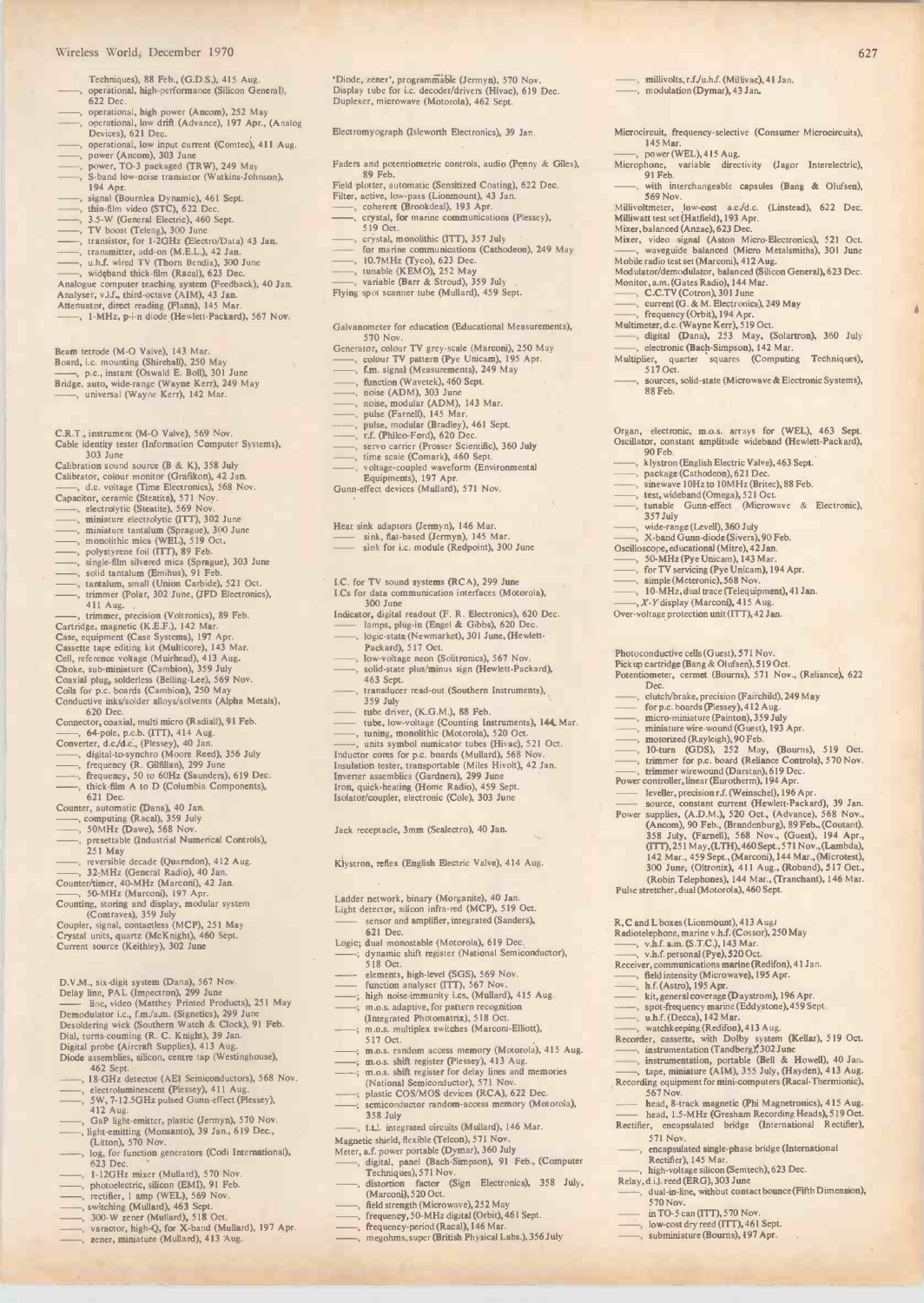Techniques), 88 Feb., (G.D.S.), 415 Aug.
——, operational, high-performance (Silicon General), 622 Dec.
——, operational, high power (Ancom), 252 May
——, operational, low drift (Advance), 197 Apr., (Analog Devices), 621 Dec.
——, operational, low input current (Comtec), 411 Aug.
——, power (Ancom), 303 June
——, power, TO-3 packaged (TRW), 249 May
——, S-band low-noise transistor (Watkins-Johnson), 194 Apr.
——, signal (Bournlea Dynamic), 461 Sept.
——, thin-film video (STC), 622 Dec.
——, 3.5-W (General Electric), 460 Sept.
——, TV boost (Teleng), 300 June
——, transistor, for 1-2GHz (Electro/Data) 43 Jan.
——, transmitter, add-on (M.E.L.), 42 Jan.
——, u.h.f. wired TV (Thorn Bendix), 300 June
——, wideband thick-film (Racal), 623 Dec.
Analogue computer teaching system (Feedback), 40 Jan.
Analyser, v.l.f., third-octave (AIM), 43 Jan.
Attenuator, direct reading (Flann), 145 Mar.
——, 1-MHz, p-i-n diode (Hewlett-Packard), 567 Nov.

Beam tetrode (M-O Valve), 143 Mar.
Board, i.c. mounting (Shirehall), 250 May
——, p.c., instant (Oswald E. Boll), 301 June
Bridge, auto, wide-range (Wayne Kerr), 249 May
——, universal (Wayne Kerr), 142 Mar.

C.R.T., instrument (M-O Valve), 569 Nov.
Cable identity tester (Information Computer Systems), 303 June
Calibration sound source (B & K), 358 July
Calibrator, colour monitor (Grafikon), 42 Jan.
——, d.c. voltage (Time Electronics), 568 Nov.
Capacitor, ceramic (Steatite), 571 Nov.
——, electrolytic (Steatite), 569 Nov.
——, miniature electrolytic (ITT), 302 June
——, miniature tantalum (Sprague), 300 June
——, monolithic mica (WEL), 519 Oct.
——, polystyrene foil (ITT), 89 Feb.
——, single-film silvered mica (Sprague), 303 June
——, solid tantalum (Emihus), 91 Feb.
——, tantalum, small (Union Carbide), 521 Oct.
——, trimmer (Polar, 302 June, (JFD Electronics), 411 Aug.
——, trimmer, precision (Voltronics), 89 Feb.
Cartridge, magnetic (K.E.F.), 142 Mar.
Case, equipment (Case Systems), 197 Apr.
Cassette tape editing kit (Multicore), 143 Mar.
Cell, reference voltage (Muirhead), 413 Aug.
Choke, sub-miniature (Cambion), 359 July
Coaxial plug, solderless (Belling-Lee), 569 Nov.
Coils for p.c. boards (Cambion), 250 May
Conductive inks/solder alloys/solvents (Alpha Metals), 620 Dec.
Connector, coaxial, multi micro (Radiall), 91 Feb.
——, 64-pole, p.c.b. (ITT), 414 Aug.
Converter, d.c./d.c., (Plessey), 40 Jan.
——, digital-to-synchro (Moore Reed), 356 July
——, frequency (R. Gilfillan), 299 June
——, frequency, 50 to 60Hz (Saunders), 619 Dec.
——, thick-film A to D (Columbia Components), 621 Dec.
Counter, automatic (Dana), 40 Jan.
——, computing (Racal), 359 July
——, 50MHz (Dawe), 568 Nov.
——, presettable (Industrial Numerical Controls), 251 May
——, reversible decade (Quarndon), 412 Aug.
——, 32-MHz (General Radio), 40 Jan.
Counter/timer, 40-MHz (Marconi), 42 Jan.
——, 50-MHz (Marconi), 197 Apr.
Counting, storing and display, modular system (Contraves), 359 July
Coupler, signal, contactless (MCP), 251 May
Crystal units, quartz (McKnight), 460 Sept.
Current source (Keithley), 302 June

D.V.M., six-digit system (Dana), 567 Nov.
Delay line, PAL (Impectron), 299 June
—— line, video (Matthey Printed Products), 251 May
Demodulator i.c., f.m./a.m. (Signetics), 299 June
Desoldering wick (Southern Watch & Clock), 91 Feb.
Dial, turns-counting (R. C. Knight), 39 Jan.
Digital probe (Aircraft Supplies), 413 Aug.
Diode assemblies, silicon, centre tap (Westinghouse), 462 Sept.
——, 18-GHz detector (AEI Semiconductors), 568 Nov.
——, electroluminescent (Plessey), 411 Aug.
——, 5W, 7-12.5GHz pulsed Gunn-effect (Plessey), 412 Aug.
——, GaP light-emitter, plastic (Jermyn), 570 Nov.
——, light-emitting (Monsanto), 39 Jan., 619 Dec., (Litton), 570 Nov.
——, log, for function generators (Codi International), 623 Dec.
——, 1-12GHz mixer (Mullard), 570 Nov.
——, photoelectric, silicon (EMI), 91 Feb.
——, rectifier, 1 amp (WEL), 569 Nov.
——, switching (Mullard), 463 Sept.
——, 300-W zener (Mullard), 518 Oct.
——, varactor, high-Q, for X-band (Mullard), 197 Apr.
——, zener, miniature (Mullard), 413 Aug.

'Diode, zener', programmable (Jermyn), 570 Nov.
Display tube for i.c. decoder/drivers (Hivac), 619 Dec.
Duplexer, microwave (Motorola), 462 Sept.

Electromyograph (Isleworth Electronics), 39 Jan.

Faders and potentiometric controls, audio (Penny & Giles), 89 Feb.
Field plotter, automatic (Sensitized Coating), 622 Dec.
Filter, active, low-pass (Lionmount), 43 Jan.
——, coherent (Brookdeal), 193 Apr.
——, crystal, for marine communications (Plessey), 519 Oct.
——, crystal, monolithic (ITT), 357 July
—— for marine communications (Cathodeon), 249 May
——, 10.7MHz (Tyco), 623 Dec.
——, tunable (KEMO), 252 May
——, variable (Barr & Stroud), 359 July
Flying spot scanner tube (Mullard), 459 Sept.

Galvanometer for education (Educational Measurements), 570 Nov.
Generator, colour TV grey-scale (Marconi), 250 May
——, colour TV pattern (Pye Unicam), 195 Apr.
——, f.m. signal (Measurements), 249 May
——, function (Wavetek), 460 Sept.
——, noise (ADM), 303 June
——, noise, modular (ADM), 143 Mar.
——, pulse (Farnell), 145 Mar.
——, pulse, modular (Bradley), 461 Sept.
——, r.f. (Philco-Ford), 620 Dec.
——, servo carrier (Prosser Scientific), 360 July
——, time scale (Comark), 460 Sept.
——, voltage-coupled waveform (Environmental Equipments), 197 Apr.
Gunn-effect devices (Mullard), 571 Nov.

Heat sink adaptors (Jermyn), 146 Mar.
—— sink, flat-based (Jermyn), 145 Mar.
—— sink for i.c. module (Redpoint), 300 June

I.C. for TV sound systems (RCA), 299 June
I.Cs for data communication interfaces (Motorola), 300 June
Indicator, digital readout (F. R. Electronics), 620 Dec.
—— lamps, plug-in (Engel & Gibbs), 620 Dec.
——, logic-state (Newmarket), 301 June, (Hewlett-Packard), 517 Oct.
——, low-voltage neon (Solitronics), 567 Nov.
——, solid-state plus/minus sign (Hewlett-Packard), 463 Sept.
——, transducer read-out (Southern Instruments), 359 July
—— tube driver, (K.G.M.), 88 Feb.
——, tube, low-voltage (Counting Instruments), 144 Mar.
——, tuning, monolithic (Motorola), 520 Oct.
——, units symbol numicator tubes (Hivac), 521 Oct.
Inductor cores for p.c. boards (Mullard), 568 Nov.
Insulation tester, transportable (Miles Hivolt), 42 Jan.
Inverter assemblies (Gardners), 299 June
Iron, quick-heating (Home Radio), 459 Sept.
Isolator/coupler, electronic (Cole), 303 June

Jack receptacle, 3mm (Sealectro), 40 Jan.

Klystron, reflex (English Electric Valve), 414 Aug.

Ladder network, binary (Morganite), 40 Jan.
Light detector, silicon infra-red (MCP), 519 Oct.
—— sensor and amplifier, integrated (Sanders), 621 Dec.
Logic; dual monostable (Motorola), 619 Dec.
——; dynamic shift register (National Semiconductor), 518 Oct.
—— elements, high-level (SGS), 569 Nov.
—— function analyser (ITT), 567 Nov.
——; high noise-immunity i.cs, (Mullard), 415 Aug.
——; m.o.s. adaptive, for pattern recognition (Integrated Photomatrix), 518 Oct.
——; m.o.s. multiplex switches (Marconi-Elliott), 517 Oct.
——; m.o.s. random access memory (Motorola), 415 Aug.
——; m.o.s. shift register (Plessey), 413 Aug.
——; m.o.s. shift register for delay lines and memories (National Semiconductor), 571 Nov.
——; plastic COS/MOS devices (RCA), 622 Dec.
——; semiconductor random-access memory (Motorola), 358 July
——, t.t.l. integrated circuits (Mullard), 146 Mar.
Magnetic shield, flexible (Telcon), 571 Nov.
Meter, a.f. power portable (Dymar), 360 July
——, digital, panel (Bach-Simpson), 91 Feb., (Computer Techniques), 571 Nov.
——, distortion factor (Sign Electronics), 358 July, (Marconi), 520 Oct.
——, field strength (Microwave), 252 May
——, frequency, 50-MHz digital (Orbit), 461 Sept.
——, frequency-period (Racal), 146 Mar.
——, megohms, super (British Physical Labs.), 356 July
——, millivolts, r.f./u.h.f. (Millivac), 41 Jan.
——, modulation (Dymar), 43 Jan.

Microcircuit, frequency-selective (Consumer Microcircuits), 145 Mar.
——, power (WEL), 415 Aug.
Microphone, variable directivity (Jagor Interelectric), 91 Feb.
——, with interchangeable capsules (Bang & Olufsen), 569 Nov.
Millivoltmeter, low-cost a.c./d.c. (Linstead), 622 Dec.
Milliwatt test set (Hatfield), 193 Apr.
Mixer, balanced (Anzac), 623 Dec.
Mixer, video signal (Aston Micro-Electronics), 521 Oct.
——, waveguide balanced (Micro Metalsmiths), 301 June
Mobile radio test set (Marconi), 412 Aug.
Modulator/demodulator, balanced (Silicon General), 623 Dec.
Monitor, a.m. (Gates Radio), 144 Mar.
——, C.C.TV (Cotron), 301 June
——, current (G. & M. Electronics), 249 May
——, frequency (Orbit), 194 Apr.
Multimeter, d.c. (Wayne Kerr), 519 Oct.
——, digital (Dana), 253 May, (Solartron), 360 July
——, electronic (Bach-Simpson), 142 Mar.
Multiplier, quarter squares (Computing Techniques), 517 Oct.
——, sources, solid-state (Microwave & Electronic Systems), 88 Feb.

Organ, electronic, m.o.s. arrays for (WEL), 463 Sept.
Oscillator, constant amplitude wideband (Hewlett-Packard), 90 Feb.
——, klystron (English Electric Valve), 463 Sept.
——, package (Cathodeon), 621 Dec.
——, sinewave 10Hz to 10MHz (Britec), 88 Feb.
——, test, wideband (Omega), 521 Oct.
——, tunable Gunn-effect (Microwave & Electronic), 357 July
——, wide-range (Levell), 360 July
——, X-band Gunn-diode (Sivers), 90 Feb.
Oscilloscope, educational (Mitre), 42 Jan.
——, 50-MHz (Pye Unicam), 143 Mar.
——, for TV servicing (Pye Unicam), 194 Apr.
——, simple (Meteronic), 568 Nov.
——, 10-MHz, dual trace (Telequipment), 41 Jan.
——, X-Y display (Marconi), 415 Aug.
Over-voltage protection unit (ITT), 42 Jan.

Photoconductive cells (Guest), 571 Nov.
Pickup cartridge (Bang & Olufsen), 519 Oct.
Potentiometer, cermet (Bourns), 571 Nov., (Reliance), 622 Dec.
——, clutch/brake, precision (Fairchild), 249 May
—— for p.c. boards (Plessey), 412 Aug.
——, micro-miniature (Painton), 359 July
——, miniature wire-wound (Guest), 193 Apr.
——, motorized (Rayleigh), 90 Feb.
——, 10-turn (GDS), 252 May, (Bourns), 519 Oct.
——, trimmer for p.c. board (Reliance Controls), 570 Nov.
——, trimmer wirewound (Darstan), 619 Dec.
Power controller, linear (Eurotherm), 194 Apr.
—— leveller, precision r.f. (Weinschel), 196 Apr.
—— source, constant current (Hewlett-Packard), 39 Jan.
Power supplies, (A.D.M.), 520 Oct., (Advance), 568 Nov., (Ancom), 90 Feb., (Brandenburg), 89 Feb., (Coutant), 358 July, (Farnell), 568 Nov., (Guest), 194 Apr., (ITT), 251 May, (LTH), 460 Sept., 571 Nov., (Lambda), 142 Mar., 459 Sept., (Marconi), 144 Mar., (Microtest), 300 June, (Oltronix), 411 Aug., (Roband), 517 Oct., (Robin Telephones), 144 Mar., (Tranchant), 146 Mar.
Pulse stretcher, dual (Motorola), 460 Sept.

R, C and L boxes (Lionmount), 413 Aug.
Radiotelephone, marine v.h.f. (Cossor), 250 May
——, v.h.f. a.m. (S.T.C.), 143 Mar.
——, v.h.f. personal (Pye), 520 Oct.
Receiver, communications marine (Redifon), 41 Jan.
——, field intensity (Microwave), 195 Apr.
——, h.f. (Astro), 195 Apr.
——, kit, general coverage (Daystrom), 196 Apr.
——, spot-frequency marine (Eddystone), 459 Sept.
——, u.h.f. (Decca), 142 Mar.
——, watchkeeping (Redifon), 413 Aug.
Recorder, cassette, with Dolby system (Kellar), 519 Oct.
——, instrumentation (Tandberg), 302 June
——, instrumentation, portable (Bell & Howell), 40 Jan.
——, tape, miniature (AIM), 355 July, (Hayden), 413 Aug.
Recording equipment for mini-computers (Racal-Thermionic), 567 Nov.
—— head, 8-track magnetic (Phi Magnetronics), 415 Aug.
—— head, 1.5-MHz (Gresham Recording Heads), 519 Oct.
Rectifier, encapsulated bridge (International Rectifier), 571 Nov.
——, encapsulated single-phase bridge (International Rectifier), 145 Mar.
——, high-voltage silicon (Semtech), 623 Dec.
Relay, d.i.l. reed (ERG), 303 June
——, dual-in-line, without contact bounce (Fifth Dimension), 570 Nov.
——, in TO-5 can (ITT), 570 Nov.
——, low-cost dry reed (ITT), 461 Sept.
——, subminiature (Bourns), 197 Apr.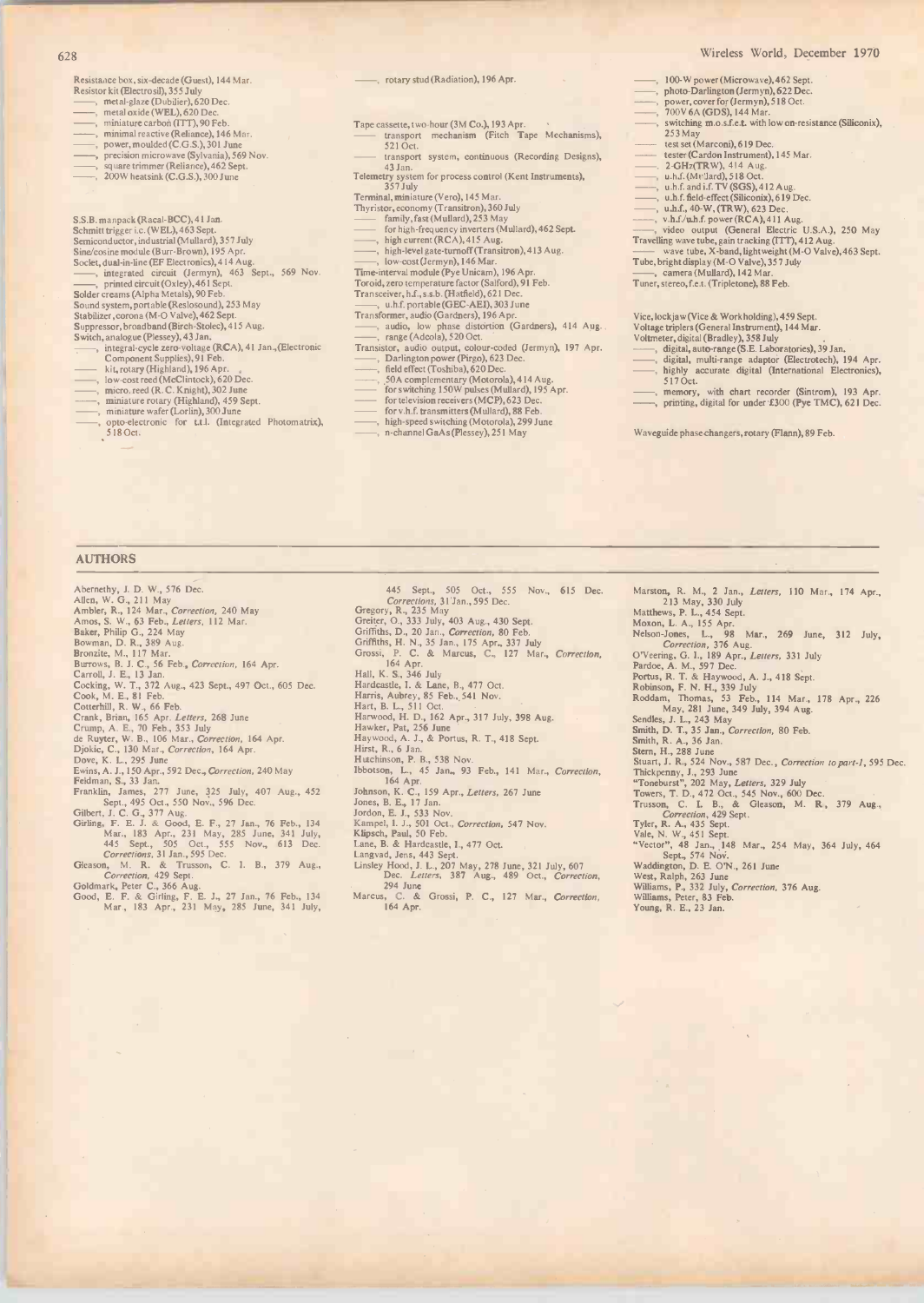Resistance box, six-decade (Guest), 144 Mar.
Resistor kit (Electrosil), 355 July
——, metal-glaze (Dubilier), 620 Dec.
——, metal oxide (WEL), 620 Dec.
——, miniature carbon (ITT), 90 Feb.
——, minimal reactive (Reliance), 146 Mar.
——, power, moulded (C.G.S.), 301 June
——, precision microwave (Sylvania), 569 Nov.
——, square trimmer (Reliance), 462 Sept.
——, 200W heatsink (C.G.S.), 300 June

S.S.B. manpack (Racal-BCC), 41 Jan.
Schmitt trigger i.c. (WEL), 463 Sept.
Semiconductor, industrial (Mullard), 357 July
Sine/cosine module (Burr-Brown), 195 Apr.
Socket, dual-in-line (EF Electronics), 414 Aug.
——, integrated circuit (Jermyn), 463 Sept., 569 Nov.
——, printed circuit (Oxley), 461 Sept.
Solder creams (Alpha Metals), 90 Feb.
Sound system, portable (Reslosound), 253 May
Stabilizer, corona (M-O Valve), 462 Sept.
Suppressor, broadband (Birch-Stolec), 415 Aug.
Switch, analogue (Plessey), 43 Jan.
——, integral-cycle zero-voltage (RCA), 41 Jan., (Electronic Component Supplies), 91 Feb.
——, kit, rotary (Highland), 196 Apr.
——, low-cost reed (McClintock), 620 Dec.
——, micro. reed (R. C. Knight), 302 June
——, miniature rotary (Highland), 459 Sept.
——, miniature wafer (Lorlin), 300 June
——, opto-electronic for t.t.l. (Integrated Photomatrix), 518 Oct.

——, rotary stud (Radiation), 196 Apr.

Tape cassette, two-hour (3M Co.), 193 Apr.
—— transport mechanism (Fitch Tape Mechanisms), 521 Oct.
—— transport system, continuous (Recording Designs), 43 Jan.
Telemetry system for process control (Kent Instruments), 357 July
Terminal, miniature (Vero), 145 Mar.
Thyristor, economy (Transitron), 360 July
——, family, fast (Mullard), 253 May
——, for high-frequency inverters (Mullard), 462 Sept.
——, high current (RCA), 415 Aug.
——, high-level gate-turnoff (Transitron), 413 Aug.
——, low-cost (Jermyn), 146 Mar.
Time-interval module (Pye Unicam), 196 Apr.
Toroid, zero temperature factor (Salford), 91 Feb.
Transceiver, h.f., s.s.b. (Hatfield), 621 Dec.
——, u.h.f. portable (GEC-AEI), 303 June
Transformer, audio (Gardners), 196 Apr.
——, audio, low phase distortion (Gardners), 414 Aug.
——, range (Adcola), 520 Oct.
Transistor, audio output, colour-coded (Jermyn), 197 Apr.
——, Darlington power (Pirgo), 623 Dec.
——, field effect (Toshiba), 620 Dec.
——, 50A complementary (Motorola), 414 Aug.
——, for switching 150W pulses (Mullard), 195 Apr.
——, for television receivers (MCP), 623 Dec.
——, for v.h.f. transmitters (Mullard), 88 Feb.
——, high-speed switching (Motorola), 299 June
——, n-channel GaAs (Plessey), 251 May

——, 100-W power (Microwave), 462 Sept.
——, photo-Darlington (Jermyn), 622 Dec.
——, power, cover for (Jermyn), 518 Oct.
——, 700V 6A (GDS), 144 Mar.
——, switching m.o.s.f.e.t. with low on-resistance (Siliconix), 253 May
——, test set (Marconi), 619 Dec.
——, tester (Cardon Instrument), 145 Mar.
——, 2-GHz (TRW), 414 Aug.
——, u.h.f. (Mullard), 518 Oct.
——, u.h.f. and i.f. TV (SGS), 412 Aug.
——, u.h.f. field-effect (Siliconix), 619 Dec.
——, u.h.f., 40-W, (TRW), 623 Dec.
——, v.h.f./u.h.f. power (RCA), 411 Aug.
——, video output (General Electric U.S.A.), 250 May
Travelling wave tube, gain tracking (ITT), 412 Aug.
—— wave tube, X-band, lightweight (M-O Valve), 463 Sept.
Tube, bright display (M-O Valve), 357 July
——, camera (Mullard), 142 Mar.
Tuner, stereo, f.e.t. (Tripletone), 88 Feb.

Vice, lockjaw (Vice & Workholding), 459 Sept.
Voltage triplers (General Instrument), 144 Mar.
Voltmeter, digital (Bradley), 358 July
——, digital, auto-range (S.E. Laboratories), 39 Jan.
——, digital, multi-range adaptor (Electrotech), 194 Apr.
——, highly accurate digital (International Electronics), 517 Oct.
——, memory, with chart recorder (Sintrom), 193 Apr.
——, printing, digital for under £300 (Pye TMC), 621 Dec.

Waveguide phase changers, rotary (Flann), 89 Feb.

## AUTHORS

Abernethy, J. D. W., 576 Dec.
Allen, W. G., 211 May
Ambler, R., 124 Mar., *Correction*, 240 May
Amos, S. W., 63 Feb., *Letters*, 112 Mar.
Baker, Philip G., 224 May
Bowman, D. R., 389 Aug.
Bronzite, M., 117 Mar.
Burrows, B. J. C., 56 Feb., *Correction*, 164 Apr.
Carroll, J. E., 13 Jan.
Cocking, W. T., 372 Aug., 423 Sept., 497 Oct., 605 Dec.
Cook, M. E., 81 Feb.
Cotterhill, R. W., 66 Feb.
Crank, Brian, 165 Apr. *Letters*, 268 June
Crump, A. E., 70 Feb., 353 July
de Ruyter, W. B., 106 Mar., *Correction*, 164 Apr.
Djokic, C., 130 Mar., *Correction*, 164 Apr.
Dove, K. L., 295 June
Ewins, A. J., 150 Apr., 592 Dec., *Correction*, 240 May
Feldman, S., 33 Jan.
Franklin, James, 277 June, 325 July, 407 Aug., 452 Sept., 495 Oct., 550 Nov., 596 Dec.
Gilbert, J. C. G., 377 Aug.
Girling, F. E. J. & Good, E. F., 27 Jan., 76 Feb., 134 Mar., 183 Apr., 231 May, 285 June, 341 July, 445 Sept., 505 Oct., 555 Nov., 613 Dec. *Corrections*, 31 Jan., 595 Dec.
Gleason, M. R. & Trusson, C. I. B., 379 Aug., *Correction*, 429 Sept.
Goldmark, Peter C., 366 Aug.
Good, E. F. & Girling, F. E. J., 27 Jan., 76 Feb., 134 Mar., 183 Apr., 231 May, 285 June, 341 July, 445 Sept., 505 Oct., 555 Nov., 615 Dec. *Corrections*, 31 Jan., 595 Dec.
Gregory, R., 235 May
Greiter, O., 333 July, 403 Aug., 430 Sept.
Griffiths, D., 20 Jan., *Correction*, 80 Feb.
Griffiths, H. N., 35 Jan., 175 Apr., 337 July
Grossi, P. C. & Marcus, C., 127 Mar., *Correction*, 164 Apr.
Hall, K. S., 346 July
Hardcastle, I. & Lane, B., 477 Oct.
Harris, Aubrey, 85 Feb., 541 Nov.
Hart, B. L., 511 Oct.
Harwood, H. D., 162 Apr., 317 July, 398 Aug.
Hawker, Pat, 256 June
Haywood, A. J., & Portus, R. T., 418 Sept.
Hirst, R., 6 Jan.
Hutchinson, P. B., 538 Nov.
Ibbotson, L., 45 Jan., 93 Feb., 141 Mar., *Correction*, 164 Apr.
Johnson, K. C., 159 Apr., *Letters*, 267 June
Jones, B. E., 17 Jan.
Jordon, E. J., 533 Nov.
Kampel, I. J., 501 Oct., *Correction*, 547 Nov.
Klipsch, Paul, 50 Feb.
Lane, B. & Hardcastle, I., 477 Oct.
Langvad, Jens, 443 Sept.
Linsley Hood, J. L., 207 May, 278 June, 321 July, 607 Dec. *Letters*, 387 Aug., 489 Oct., *Correction*, 294 June
Marcus, C. & Grossi, P. C., 127 Mar., *Correction*, 164 Apr.
Marston, R. M., 2 Jan., *Letters*, 110 Mar., 174 Apr., 213 May, 330 July
Matthews, P. L., 454 Sept.
Moxon, L. A., 155 Apr.
Nelson-Jones, L., 98 Mar., 269 June, 312 July, *Correction*, 376 Aug.
O'Veering, G. I., 189 Apr., *Letters*, 331 July
Pardoe, A. M., 597 Dec.
Portus, R. T. & Haywood, A. J., 418 Sept.
Robinson, F. N. H., 339 July
Roddam, Thomas, 53 Feb., 114 Mar., 178 Apr., 226 May, 281 June, 349 July, 394 Aug.
Sendles, J. L., 243 May
Smith, D. T., 35 Jan., *Correction*, 80 Feb.
Smith, R. A., 36 Jan.
Stern, H., 288 June
Stuart, J. R., 524 Nov., 587 Dec., *Correction to part-1*, 595 Dec.
Thickpenny, J., 293 June
"Toneburst", 202 May, *Letters*, 329 July
Towers, T. D., 472 Oct., 545 Nov., 600 Dec.
Trusson, C. I. B., & Gleason, M. R., 379 Aug., *Correction*, 429 Sept.
Tyler, R. A., 435 Sept.
Vale, N. W., 451 Sept.
"Vector", 48 Jan., 148 Mar., 254 May, 364 July, 464 Sept., 574 Nov.
Waddington, D. E. O'N., 261 June
West, Ralph, 263 June
Williams, P., 332 July, *Correction*, 376 Aug.
Williams, Peter, 83 Feb.
Young, R. E., 23 Jan.